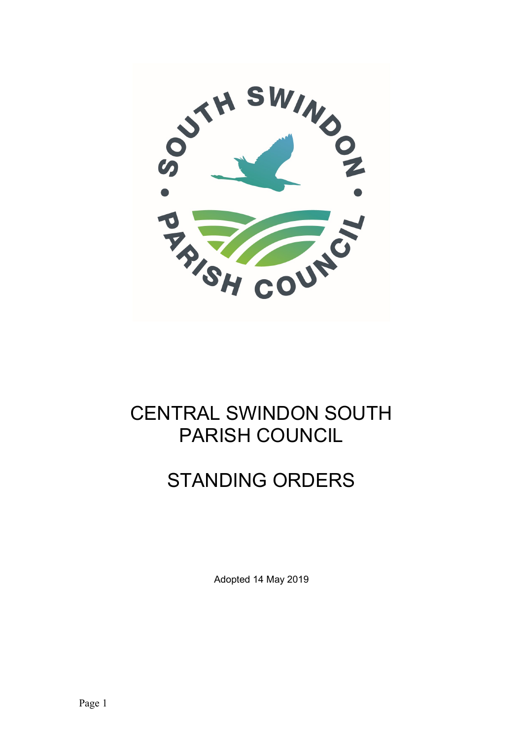# CENTRAL SWINDON SOUTH PARISH COUNCIL

# STANDING ORDERS

Adopted 14 May 2019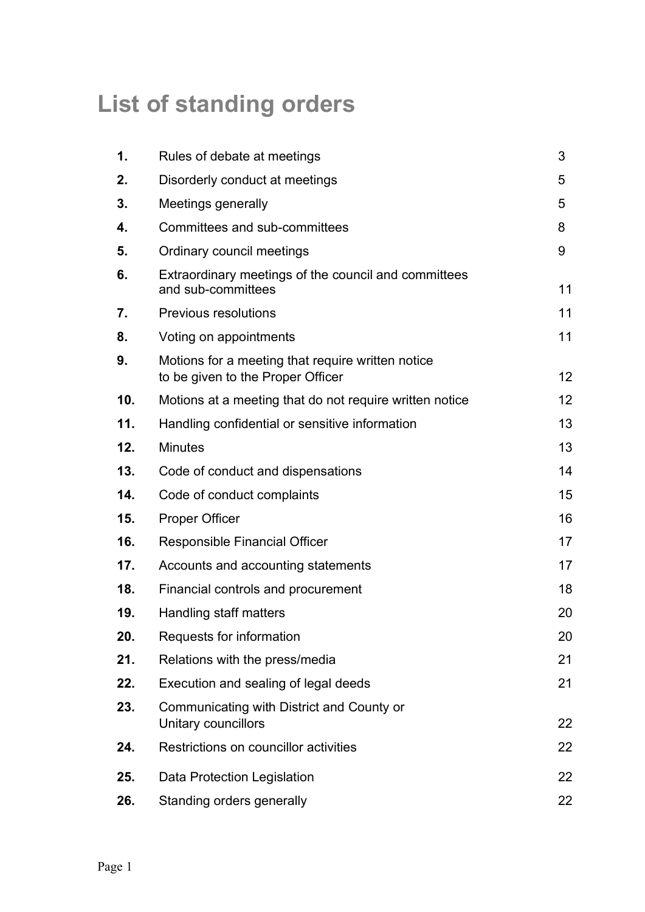# List of standing orders

| | | |
|---|---|---|
| **1.** | Rules of debate at meetings | 3 |
| **2.** | Disorderly conduct at meetings | 5 |
| **3.** | Meetings generally | 5 |
| **4.** | Committees and sub-committees | 8 |
| **5.** | Ordinary council meetings | 9 |
| **6.** | Extraordinary meetings of the council and committees and sub-committees | 11 |
| **7.** | Previous resolutions | 11 |
| **8.** | Voting on appointments | 11 |
| **9.** | Motions for a meeting that require written notice to be given to the Proper Officer | 12 |
| **10.** | Motions at a meeting that do not require written notice | 12 |
| **11.** | Handling confidential or sensitive information | 13 |
| **12.** | Minutes | 13 |
| **13.** | Code of conduct and dispensations | 14 |
| **14.** | Code of conduct complaints | 15 |
| **15.** | Proper Officer | 16 |
| **16.** | Responsible Financial Officer | 17 |
| **17.** | Accounts and accounting statements | 17 |
| **18.** | Financial controls and procurement | 18 |
| **19.** | Handling staff matters | 20 |
| **20.** | Requests for information | 20 |
| **21.** | Relations with the press/media | 21 |
| **22.** | Execution and sealing of legal deeds | 21 |
| **23.** | Communicating with District and County or Unitary councillors | 22 |
| **24.** | Restrictions on councillor activities | 22 |
| **25.** | Data Protection Legislation | 22 |
| **26.** | Standing orders generally | 22 |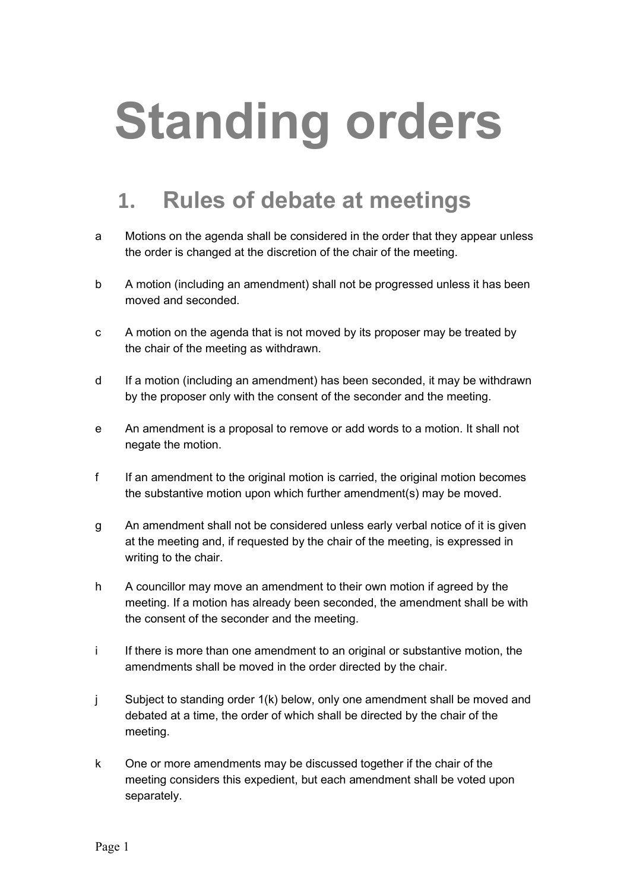# Standing orders

## 1. Rules of debate at meetings

a. Motions on the agenda shall be considered in the order that they appear unless the order is changed at the discretion of the chair of the meeting.

b. A motion (including an amendment) shall not be progressed unless it has been moved and seconded.

c. A motion on the agenda that is not moved by its proposer may be treated by the chair of the meeting as withdrawn.

d. If a motion (including an amendment) has been seconded, it may be withdrawn by the proposer only with the consent of the seconder and the meeting.

e. An amendment is a proposal to remove or add words to a motion. It shall not negate the motion.

f. If an amendment to the original motion is carried, the original motion becomes the substantive motion upon which further amendment(s) may be moved.

g. An amendment shall not be considered unless early verbal notice of it is given at the meeting and, if requested by the chair of the meeting, is expressed in writing to the chair.

h. A councillor may move an amendment to their own motion if agreed by the meeting. If a motion has already been seconded, the amendment shall be with the consent of the seconder and the meeting.

i. If there is more than one amendment to an original or substantive motion, the amendments shall be moved in the order directed by the chair.

j. Subject to standing order 1(k) below, only one amendment shall be moved and debated at a time, the order of which shall be directed by the chair of the meeting.

k. One or more amendments may be discussed together if the chair of the meeting considers this expedient, but each amendment shall be voted upon separately.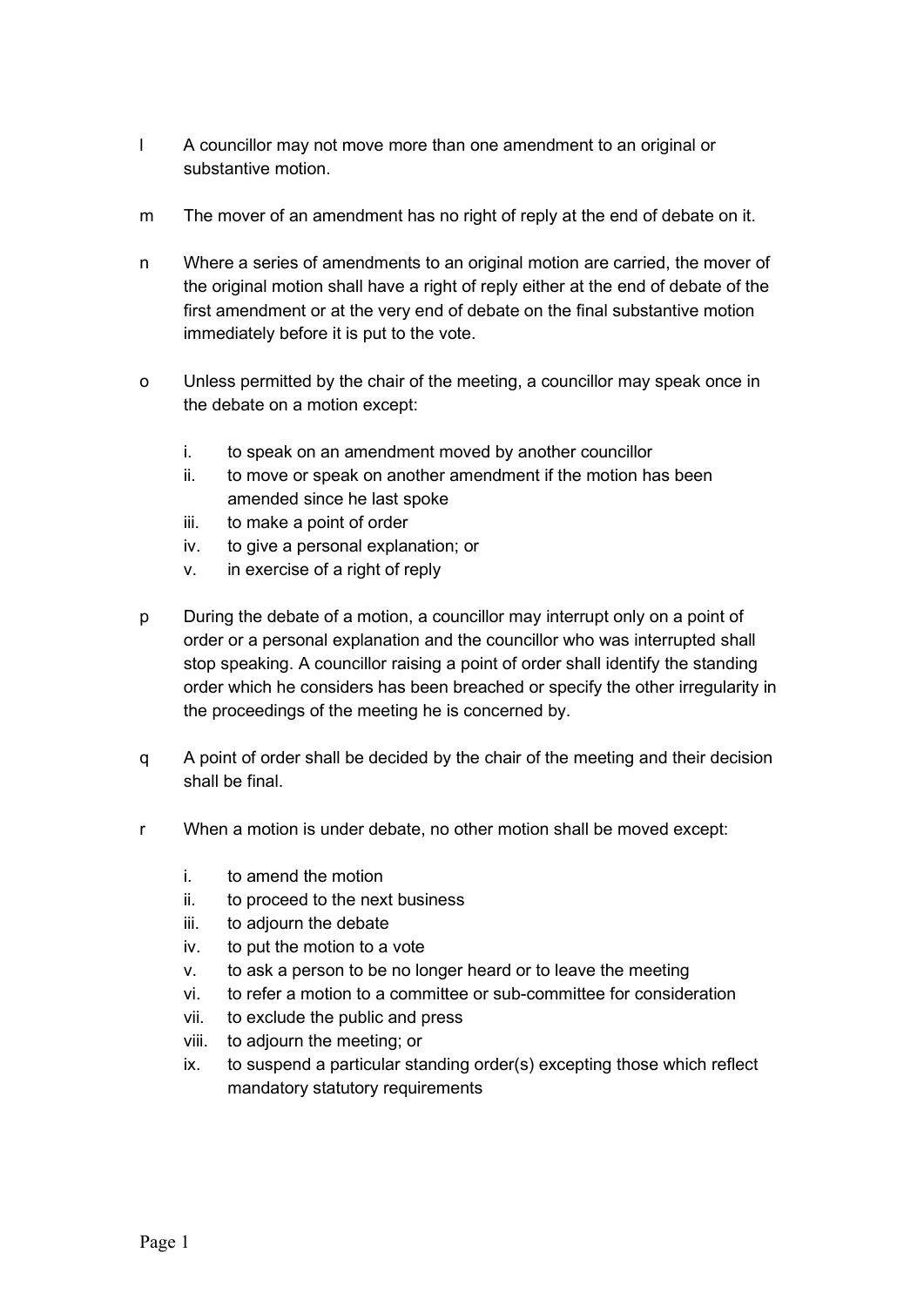l A councillor may not move more than one amendment to an original or substantive motion.

m The mover of an amendment has no right of reply at the end of debate on it.

n Where a series of amendments to an original motion are carried, the mover of the original motion shall have a right of reply either at the end of debate of the first amendment or at the very end of debate on the final substantive motion immediately before it is put to the vote.

o Unless permitted by the chair of the meeting, a councillor may speak once in the debate on a motion except:

   i. to speak on an amendment moved by another councillor
   ii. to move or speak on another amendment if the motion has been amended since he last spoke
   iii. to make a point of order
   iv. to give a personal explanation; or
   v. in exercise of a right of reply

p During the debate of a motion, a councillor may interrupt only on a point of order or a personal explanation and the councillor who was interrupted shall stop speaking. A councillor raising a point of order shall identify the standing order which he considers has been breached or specify the other irregularity in the proceedings of the meeting he is concerned by.

q A point of order shall be decided by the chair of the meeting and their decision shall be final.

r When a motion is under debate, no other motion shall be moved except:

   i. to amend the motion
   ii. to proceed to the next business
   iii. to adjourn the debate
   iv. to put the motion to a vote
   v. to ask a person to be no longer heard or to leave the meeting
   vi. to refer a motion to a committee or sub-committee for consideration
   vii. to exclude the public and press
   viii. to adjourn the meeting; or
   ix. to suspend a particular standing order(s) excepting those which reflect mandatory statutory requirements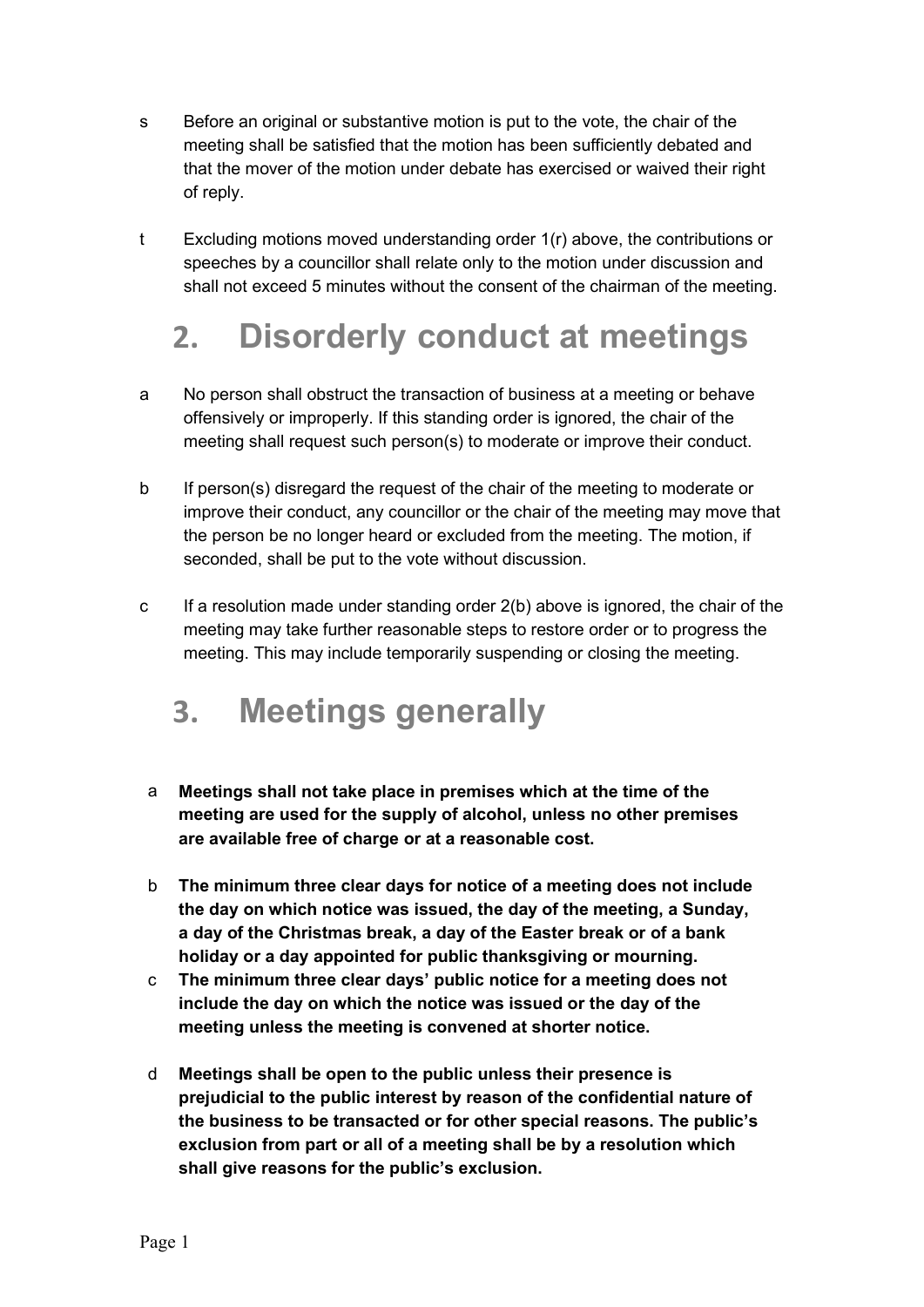s Before an original or substantive motion is put to the vote, the chair of the meeting shall be satisfied that the motion has been sufficiently debated and that the mover of the motion under debate has exercised or waived their right of reply.

t Excluding motions moved understanding order 1(r) above, the contributions or speeches by a councillor shall relate only to the motion under discussion and shall not exceed 5 minutes without the consent of the chairman of the meeting.

# 2. Disorderly conduct at meetings

a No person shall obstruct the transaction of business at a meeting or behave offensively or improperly. If this standing order is ignored, the chair of the meeting shall request such person(s) to moderate or improve their conduct.

b If person(s) disregard the request of the chair of the meeting to moderate or improve their conduct, any councillor or the chair of the meeting may move that the person be no longer heard or excluded from the meeting. The motion, if seconded, shall be put to the vote without discussion.

c If a resolution made under standing order 2(b) above is ignored, the chair of the meeting may take further reasonable steps to restore order or to progress the meeting. This may include temporarily suspending or closing the meeting.

# 3. Meetings generally

a **Meetings shall not take place in premises which at the time of the meeting are used for the supply of alcohol, unless no other premises are available free of charge or at a reasonable cost.**

b **The minimum three clear days for notice of a meeting does not include the day on which notice was issued, the day of the meeting, a Sunday, a day of the Christmas break, a day of the Easter break or of a bank holiday or a day appointed for public thanksgiving or mourning.**

c **The minimum three clear days' public notice for a meeting does not include the day on which the notice was issued or the day of the meeting unless the meeting is convened at shorter notice.**

d **Meetings shall be open to the public unless their presence is prejudicial to the public interest by reason of the confidential nature of the business to be transacted or for other special reasons. The public's exclusion from part or all of a meeting shall be by a resolution which shall give reasons for the public's exclusion.**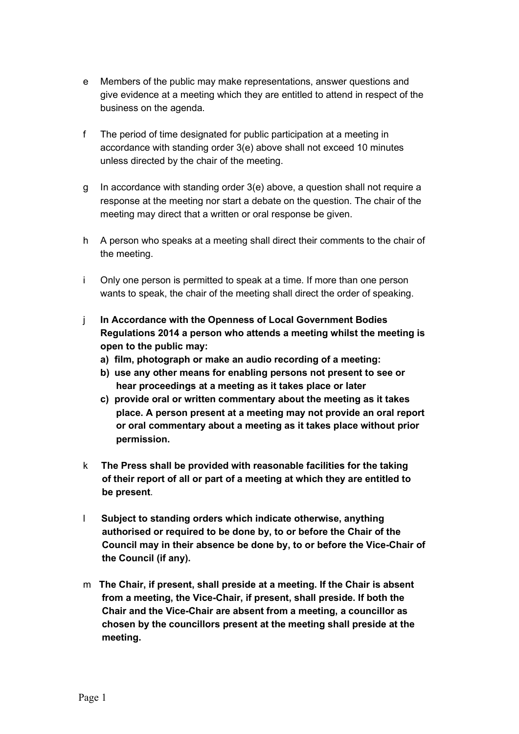e Members of the public may make representations, answer questions and give evidence at a meeting which they are entitled to attend in respect of the business on the agenda.

f The period of time designated for public participation at a meeting in accordance with standing order 3(e) above shall not exceed 10 minutes unless directed by the chair of the meeting.

g In accordance with standing order 3(e) above, a question shall not require a response at the meeting nor start a debate on the question. The chair of the meeting may direct that a written or oral response be given.

h A person who speaks at a meeting shall direct their comments to the chair of the meeting.

i Only one person is permitted to speak at a time. If more than one person wants to speak, the chair of the meeting shall direct the order of speaking.

j **In Accordance with the Openness of Local Government Bodies Regulations 2014 a person who attends a meeting whilst the meeting is open to the public may:**

   **a) film, photograph or make an audio recording of a meeting:**

   **b) use any other means for enabling persons not present to see or hear proceedings at a meeting as it takes place or later**

   **c) provide oral or written commentary about the meeting as it takes place. A person present at a meeting may not provide an oral report or oral commentary about a meeting as it takes place without prior permission.**

k **The Press shall be provided with reasonable facilities for the taking of their report of all or part of a meeting at which they are entitled to be present**.

l **Subject to standing orders which indicate otherwise, anything authorised or required to be done by, to or before the Chair of the Council may in their absence be done by, to or before the Vice-Chair of the Council (if any).**

m **The Chair, if present, shall preside at a meeting. If the Chair is absent from a meeting, the Vice-Chair, if present, shall preside. If both the Chair and the Vice-Chair are absent from a meeting, a councillor as chosen by the councillors present at the meeting shall preside at the meeting.**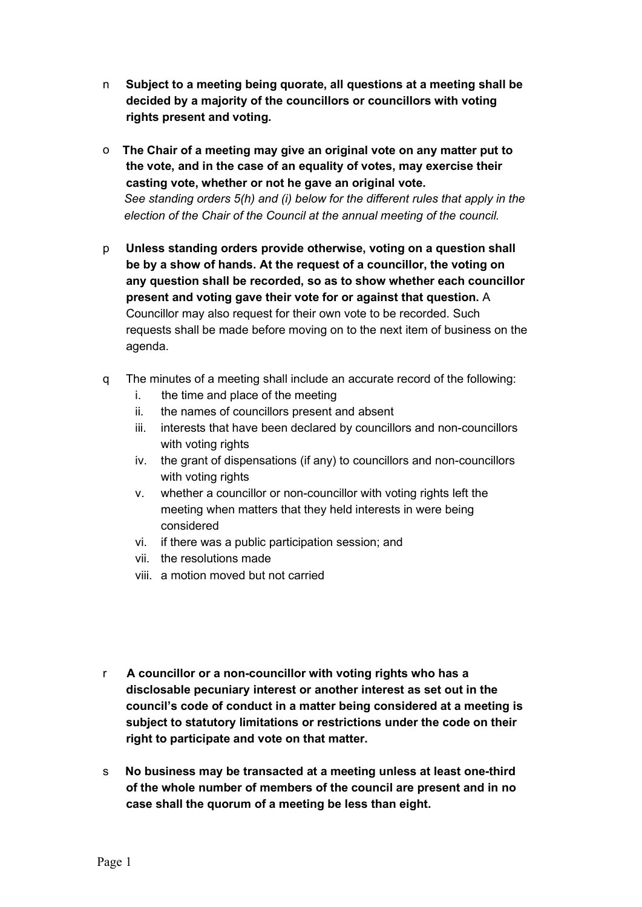n **Subject to a meeting being quorate, all questions at a meeting shall be decided by a majority of the councillors or councillors with voting rights present and voting.**

o **The Chair of a meeting may give an original vote on any matter put to the vote, and in the case of an equality of votes, may exercise their casting vote, whether or not he gave an original vote.**
*See standing orders 5(h) and (i) below for the different rules that apply in the election of the Chair of the Council at the annual meeting of the council.*

p **Unless standing orders provide otherwise, voting on a question shall be by a show of hands. At the request of a councillor, the voting on any question shall be recorded, so as to show whether each councillor present and voting gave their vote for or against that question.** A Councillor may also request for their own vote to be recorded. Such requests shall be made before moving on to the next item of business on the agenda.

q The minutes of a meeting shall include an accurate record of the following:

i. the time and place of the meeting
ii. the names of councillors present and absent
iii. interests that have been declared by councillors and non-councillors with voting rights
iv. the grant of dispensations (if any) to councillors and non-councillors with voting rights
v. whether a councillor or non-councillor with voting rights left the meeting when matters that they held interests in were being considered
vi. if there was a public participation session; and
vii. the resolutions made
viii. a motion moved but not carried

r **A councillor or a non-councillor with voting rights who has a disclosable pecuniary interest or another interest as set out in the council's code of conduct in a matter being considered at a meeting is subject to statutory limitations or restrictions under the code on their right to participate and vote on that matter.**

s **No business may be transacted at a meeting unless at least one-third of the whole number of members of the council are present and in no case shall the quorum of a meeting be less than eight.**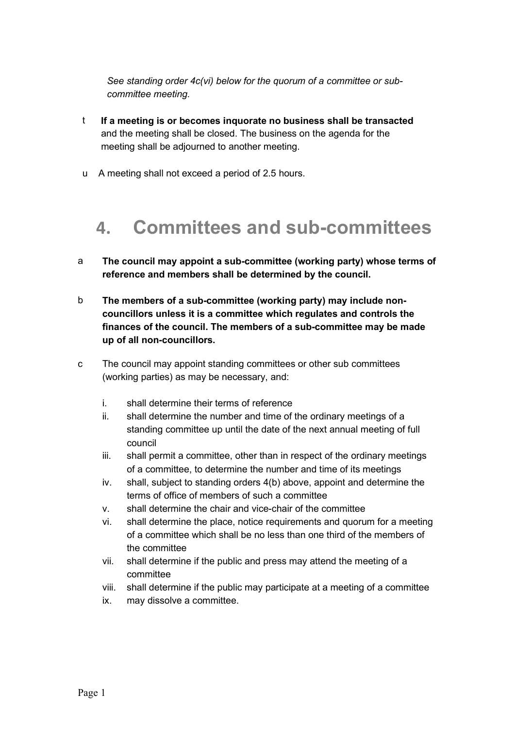*See standing order 4c(vi) below for the quorum of a committee or sub-committee meeting.*

t **If a meeting is or becomes inquorate no business shall be transacted** and the meeting shall be closed. The business on the agenda for the meeting shall be adjourned to another meeting.

u A meeting shall not exceed a period of 2.5 hours.

# 4. Committees and sub-committees

a **The council may appoint a sub-committee (working party) whose terms of reference and members shall be determined by the council.**

b **The members of a sub-committee (working party) may include non-councillors unless it is a committee which regulates and controls the finances of the council. The members of a sub-committee may be made up of all non-councillors.**

c The council may appoint standing committees or other sub committees (working parties) as may be necessary, and:

   i. shall determine their terms of reference
   ii. shall determine the number and time of the ordinary meetings of a standing committee up until the date of the next annual meeting of full council
   iii. shall permit a committee, other than in respect of the ordinary meetings of a committee, to determine the number and time of its meetings
   iv. shall, subject to standing orders 4(b) above, appoint and determine the terms of office of members of such a committee
   v. shall determine the chair and vice-chair of the committee
   vi. shall determine the place, notice requirements and quorum for a meeting of a committee which shall be no less than one third of the members of the committee
   vii. shall determine if the public and press may attend the meeting of a committee
   viii. shall determine if the public may participate at a meeting of a committee
   ix. may dissolve a committee.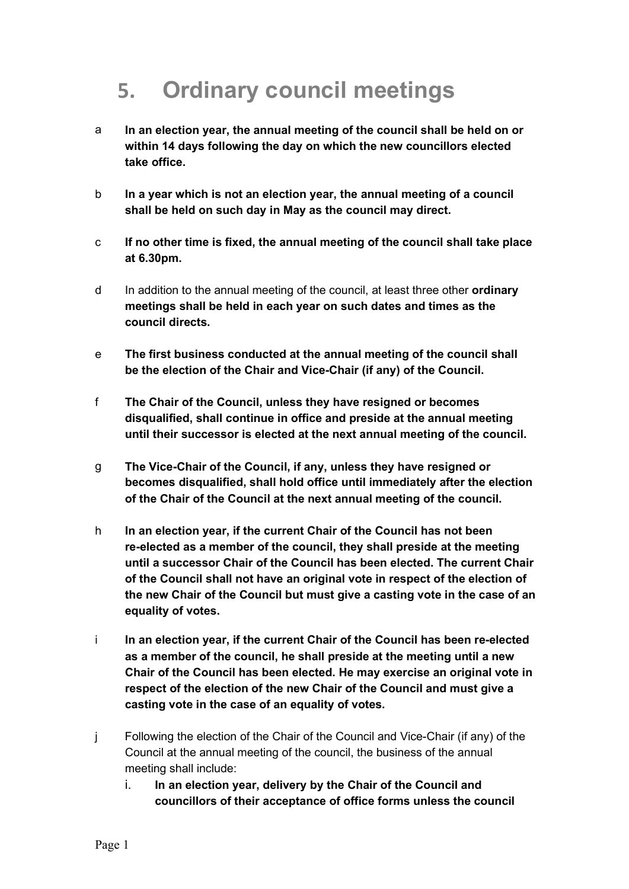# 5. Ordinary council meetings

a **In an election year, the annual meeting of the council shall be held on or within 14 days following the day on which the new councillors elected take office.**

b **In a year which is not an election year, the annual meeting of a council shall be held on such day in May as the council may direct.**

c **If no other time is fixed, the annual meeting of the council shall take place at 6.30pm.**

d In addition to the annual meeting of the council, at least three other **ordinary meetings shall be held in each year on such dates and times as the council directs.**

e **The first business conducted at the annual meeting of the council shall be the election of the Chair and Vice-Chair (if any) of the Council.**

f **The Chair of the Council, unless they have resigned or becomes disqualified, shall continue in office and preside at the annual meeting until their successor is elected at the next annual meeting of the council.**

g **The Vice-Chair of the Council, if any, unless they have resigned or becomes disqualified, shall hold office until immediately after the election of the Chair of the Council at the next annual meeting of the council.**

h **In an election year, if the current Chair of the Council has not been re-elected as a member of the council, they shall preside at the meeting until a successor Chair of the Council has been elected. The current Chair of the Council shall not have an original vote in respect of the election of the new Chair of the Council but must give a casting vote in the case of an equality of votes.**

i **In an election year, if the current Chair of the Council has been re-elected as a member of the council, he shall preside at the meeting until a new Chair of the Council has been elected. He may exercise an original vote in respect of the election of the new Chair of the Council and must give a casting vote in the case of an equality of votes.**

j Following the election of the Chair of the Council and Vice-Chair (if any) of the Council at the annual meeting of the council, the business of the annual meeting shall include:

   i. **In an election year, delivery by the Chair of the Council and councillors of their acceptance of office forms unless the council**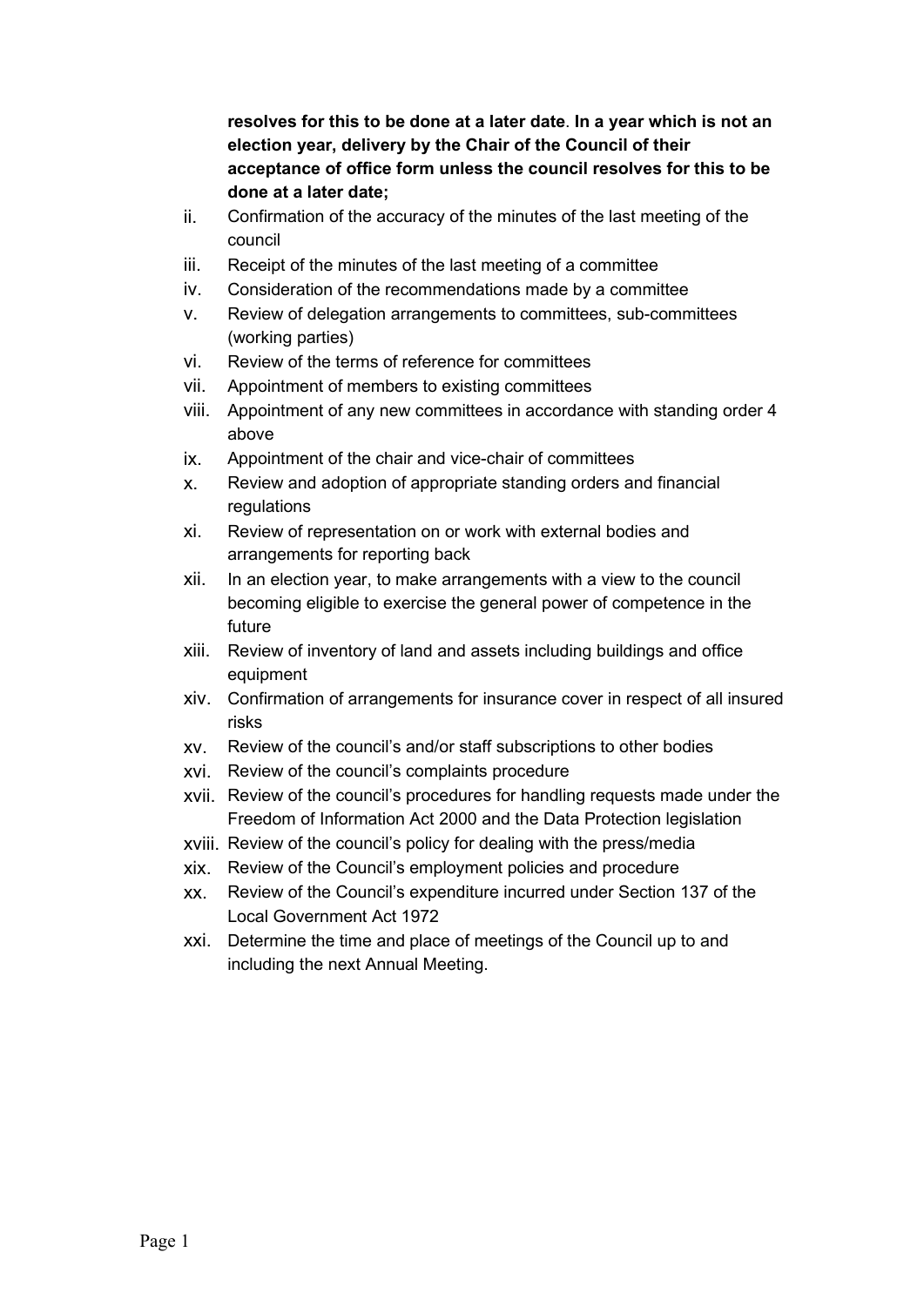**resolves for this to be done at a later date**. **In a year which is not an election year, delivery by the Chair of the Council of their acceptance of office form unless the council resolves for this to be done at a later date;**

ii. Confirmation of the accuracy of the minutes of the last meeting of the council

iii. Receipt of the minutes of the last meeting of a committee

iv. Consideration of the recommendations made by a committee

v. Review of delegation arrangements to committees, sub-committees (working parties)

vi. Review of the terms of reference for committees

vii. Appointment of members to existing committees

viii. Appointment of any new committees in accordance with standing order 4 above

ix. Appointment of the chair and vice-chair of committees

x. Review and adoption of appropriate standing orders and financial regulations

xi. Review of representation on or work with external bodies and arrangements for reporting back

xii. In an election year, to make arrangements with a view to the council becoming eligible to exercise the general power of competence in the future

xiii. Review of inventory of land and assets including buildings and office equipment

xiv. Confirmation of arrangements for insurance cover in respect of all insured risks

xv. Review of the council's and/or staff subscriptions to other bodies

xvi. Review of the council's complaints procedure

xvii. Review of the council's procedures for handling requests made under the Freedom of Information Act 2000 and the Data Protection legislation

xviii. Review of the council's policy for dealing with the press/media

xix. Review of the Council's employment policies and procedure

xx. Review of the Council's expenditure incurred under Section 137 of the Local Government Act 1972

xxi. Determine the time and place of meetings of the Council up to and including the next Annual Meeting.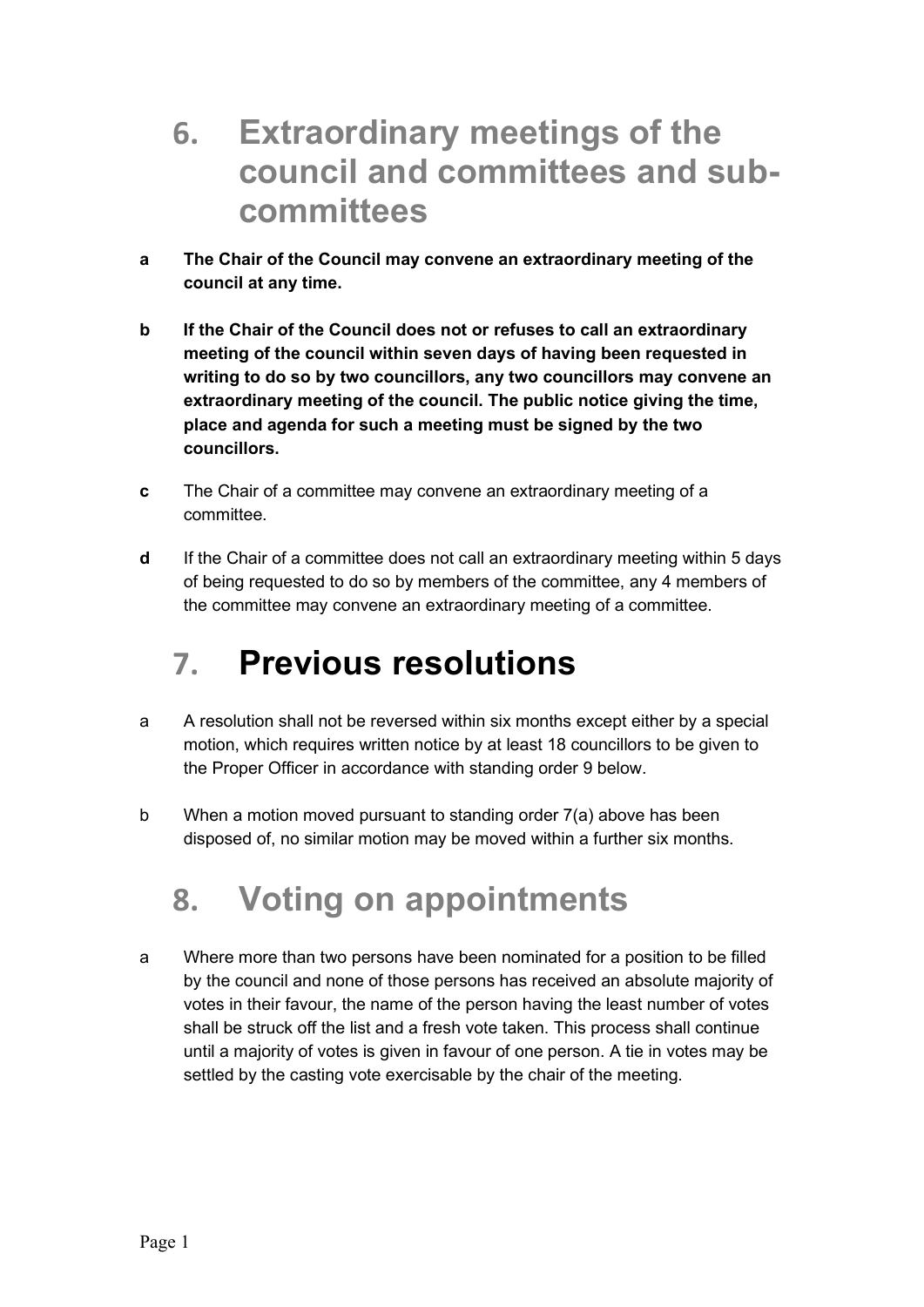# 6. Extraordinary meetings of the council and committees and sub-committees

**a** **The Chair of the Council may convene an extraordinary meeting of the council at any time.**

**b** **If the Chair of the Council does not or refuses to call an extraordinary meeting of the council within seven days of having been requested in writing to do so by two councillors, any two councillors may convene an extraordinary meeting of the council. The public notice giving the time, place and agenda for such a meeting must be signed by the two councillors.**

**c** The Chair of a committee may convene an extraordinary meeting of a committee.

**d** If the Chair of a committee does not call an extraordinary meeting within 5 days of being requested to do so by members of the committee, any 4 members of the committee may convene an extraordinary meeting of a committee.

# 7. Previous resolutions

a A resolution shall not be reversed within six months except either by a special motion, which requires written notice by at least 18 councillors to be given to the Proper Officer in accordance with standing order 9 below.

b When a motion moved pursuant to standing order 7(a) above has been disposed of, no similar motion may be moved within a further six months.

# 8. Voting on appointments

a Where more than two persons have been nominated for a position to be filled by the council and none of those persons has received an absolute majority of votes in their favour, the name of the person having the least number of votes shall be struck off the list and a fresh vote taken. This process shall continue until a majority of votes is given in favour of one person. A tie in votes may be settled by the casting vote exercisable by the chair of the meeting.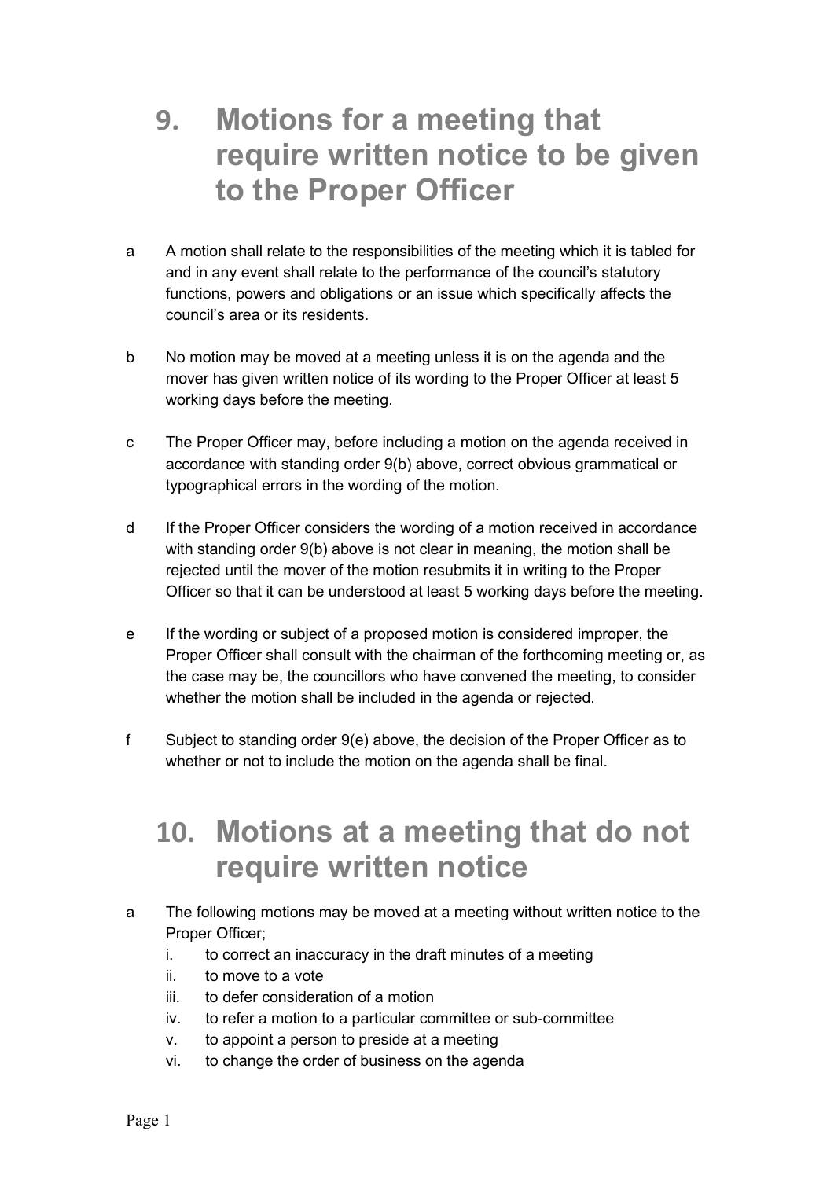## 9. Motions for a meeting that require written notice to be given to the Proper Officer

a. A motion shall relate to the responsibilities of the meeting which it is tabled for and in any event shall relate to the performance of the council's statutory functions, powers and obligations or an issue which specifically affects the council's area or its residents.

b. No motion may be moved at a meeting unless it is on the agenda and the mover has given written notice of its wording to the Proper Officer at least 5 working days before the meeting.

c. The Proper Officer may, before including a motion on the agenda received in accordance with standing order 9(b) above, correct obvious grammatical or typographical errors in the wording of the motion.

d. If the Proper Officer considers the wording of a motion received in accordance with standing order 9(b) above is not clear in meaning, the motion shall be rejected until the mover of the motion resubmits it in writing to the Proper Officer so that it can be understood at least 5 working days before the meeting.

e. If the wording or subject of a proposed motion is considered improper, the Proper Officer shall consult with the chairman of the forthcoming meeting or, as the case may be, the councillors who have convened the meeting, to consider whether the motion shall be included in the agenda or rejected.

f. Subject to standing order 9(e) above, the decision of the Proper Officer as to whether or not to include the motion on the agenda shall be final.

## 10. Motions at a meeting that do not require written notice

a. The following motions may be moved at a meeting without written notice to the Proper Officer;
   i. to correct an inaccuracy in the draft minutes of a meeting
   ii. to move to a vote
   iii. to defer consideration of a motion
   iv. to refer a motion to a particular committee or sub-committee
   v. to appoint a person to preside at a meeting
   vi. to change the order of business on the agenda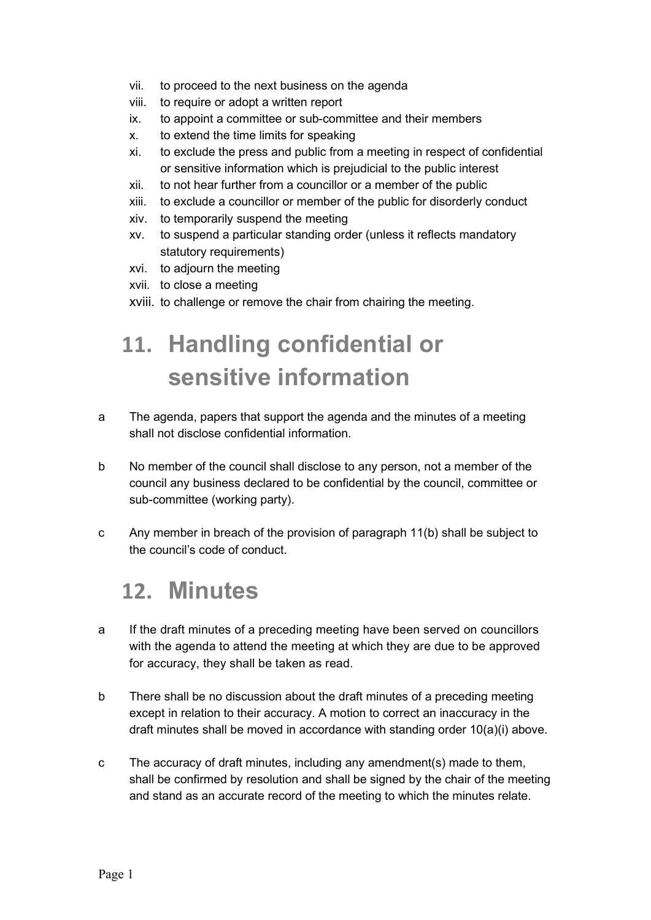vii. to proceed to the next business on the agenda
viii. to require or adopt a written report
ix. to appoint a committee or sub-committee and their members
x. to extend the time limits for speaking
xi. to exclude the press and public from a meeting in respect of confidential or sensitive information which is prejudicial to the public interest
xii. to not hear further from a councillor or a member of the public
xiii. to exclude a councillor or member of the public for disorderly conduct
xiv. to temporarily suspend the meeting
xv. to suspend a particular standing order (unless it reflects mandatory statutory requirements)
xvi. to adjourn the meeting
xvii. to close a meeting
xviii. to challenge or remove the chair from chairing the meeting.

# 11. Handling confidential or sensitive information

a The agenda, papers that support the agenda and the minutes of a meeting shall not disclose confidential information.

b No member of the council shall disclose to any person, not a member of the council any business declared to be confidential by the council, committee or sub-committee (working party).

c Any member in breach of the provision of paragraph 11(b) shall be subject to the council's code of conduct.

# 12. Minutes

a If the draft minutes of a preceding meeting have been served on councillors with the agenda to attend the meeting at which they are due to be approved for accuracy, they shall be taken as read.

b There shall be no discussion about the draft minutes of a preceding meeting except in relation to their accuracy. A motion to correct an inaccuracy in the draft minutes shall be moved in accordance with standing order 10(a)(i) above.

c The accuracy of draft minutes, including any amendment(s) made to them, shall be confirmed by resolution and shall be signed by the chair of the meeting and stand as an accurate record of the meeting to which the minutes relate.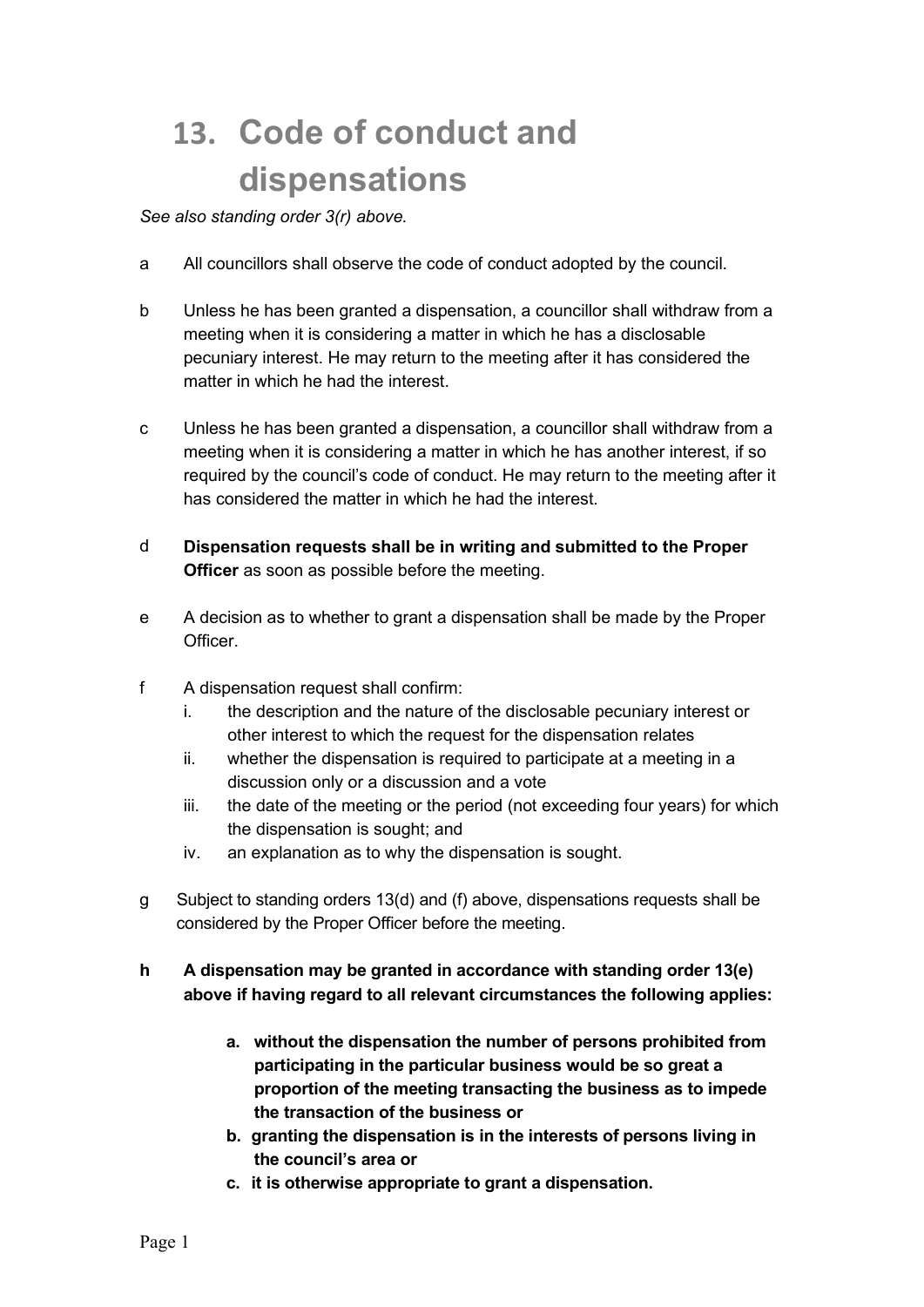# 13. Code of conduct and dispensations

*See also standing order 3(r) above.*

a All councillors shall observe the code of conduct adopted by the council.

b Unless he has been granted a dispensation, a councillor shall withdraw from a meeting when it is considering a matter in which he has a disclosable pecuniary interest. He may return to the meeting after it has considered the matter in which he had the interest.

c Unless he has been granted a dispensation, a councillor shall withdraw from a meeting when it is considering a matter in which he has another interest, if so required by the council's code of conduct. He may return to the meeting after it has considered the matter in which he had the interest.

d **Dispensation requests shall be in writing and submitted to the Proper Officer** as soon as possible before the meeting.

e A decision as to whether to grant a dispensation shall be made by the Proper Officer.

f A dispensation request shall confirm:

   i. the description and the nature of the disclosable pecuniary interest or other interest to which the request for the dispensation relates
   ii. whether the dispensation is required to participate at a meeting in a discussion only or a discussion and a vote
   iii. the date of the meeting or the period (not exceeding four years) for which the dispensation is sought; and
   iv. an explanation as to why the dispensation is sought.

g Subject to standing orders 13(d) and (f) above, dispensations requests shall be considered by the Proper Officer before the meeting.

**h A dispensation may be granted in accordance with standing order 13(e) above if having regard to all relevant circumstances the following applies:**

   **a. without the dispensation the number of persons prohibited from participating in the particular business would be so great a proportion of the meeting transacting the business as to impede the transaction of the business or**
   **b. granting the dispensation is in the interests of persons living in the council's area or**
   **c. it is otherwise appropriate to grant a dispensation.**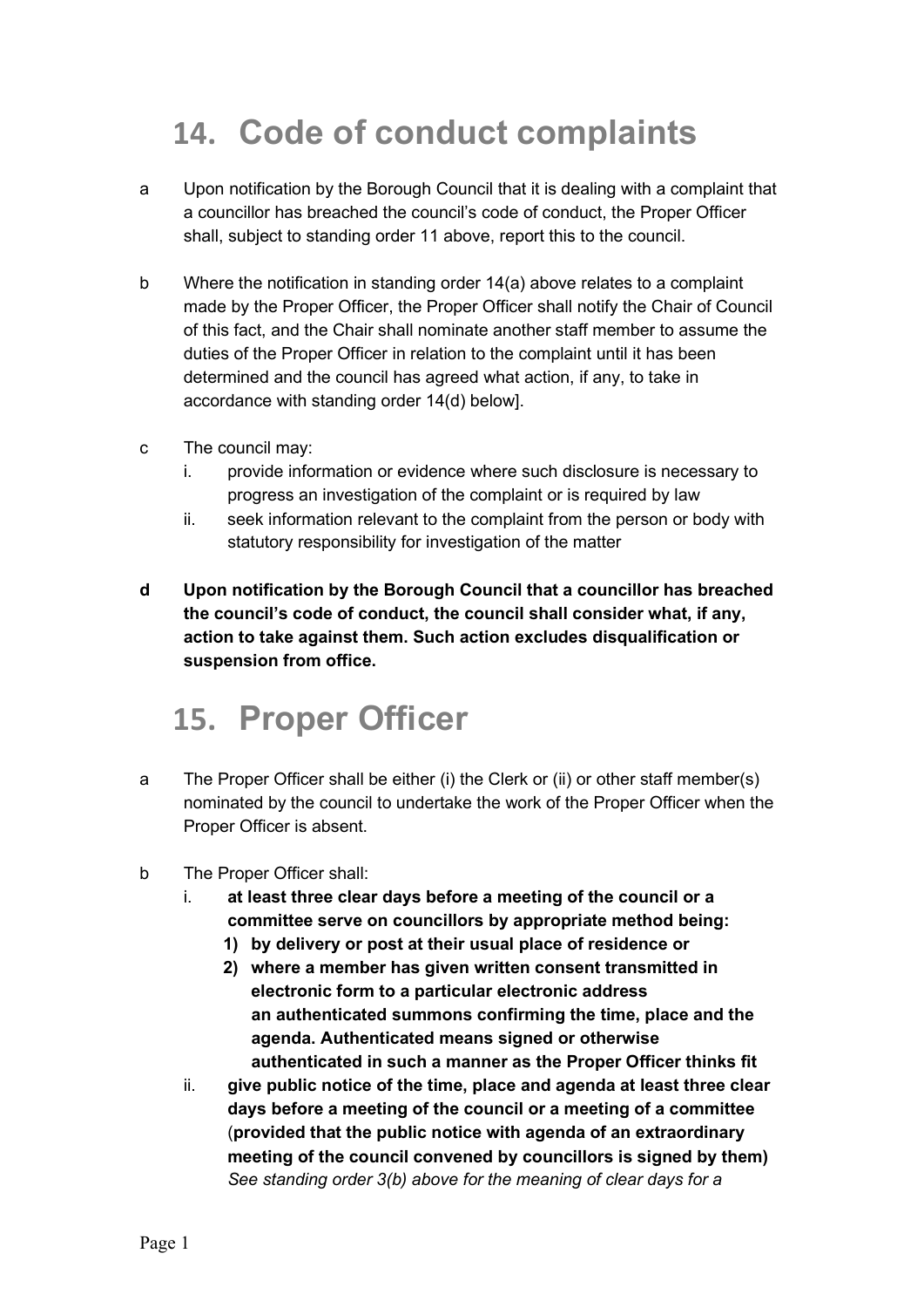# 14. Code of conduct complaints

a Upon notification by the Borough Council that it is dealing with a complaint that a councillor has breached the council's code of conduct, the Proper Officer shall, subject to standing order 11 above, report this to the council.

b Where the notification in standing order 14(a) above relates to a complaint made by the Proper Officer, the Proper Officer shall notify the Chair of Council of this fact, and the Chair shall nominate another staff member to assume the duties of the Proper Officer in relation to the complaint until it has been determined and the council has agreed what action, if any, to take in accordance with standing order 14(d) below].

c The council may:

  i. provide information or evidence where such disclosure is necessary to progress an investigation of the complaint or is required by law
  ii. seek information relevant to the complaint from the person or body with statutory responsibility for investigation of the matter

**d Upon notification by the Borough Council that a councillor has breached the council's code of conduct, the council shall consider what, if any, action to take against them. Such action excludes disqualification or suspension from office.**

# 15. Proper Officer

a The Proper Officer shall be either (i) the Clerk or (ii) or other staff member(s) nominated by the council to undertake the work of the Proper Officer when the Proper Officer is absent.

b The Proper Officer shall:

  i. **at least three clear days before a meeting of the council or a committee serve on councillors by appropriate method being:**
     **1) by delivery or post at their usual place of residence or**
     **2) where a member has given written consent transmitted in electronic form to a particular electronic address an authenticated summons confirming the time, place and the agenda. Authenticated means signed or otherwise authenticated in such a manner as the Proper Officer thinks fit**
  ii. **give public notice of the time, place and agenda at least three clear days before a meeting of the council or a meeting of a committee (provided that the public notice with agenda of an extraordinary meeting of the council convened by councillors is signed by them)**
     *See standing order 3(b) above for the meaning of clear days for a*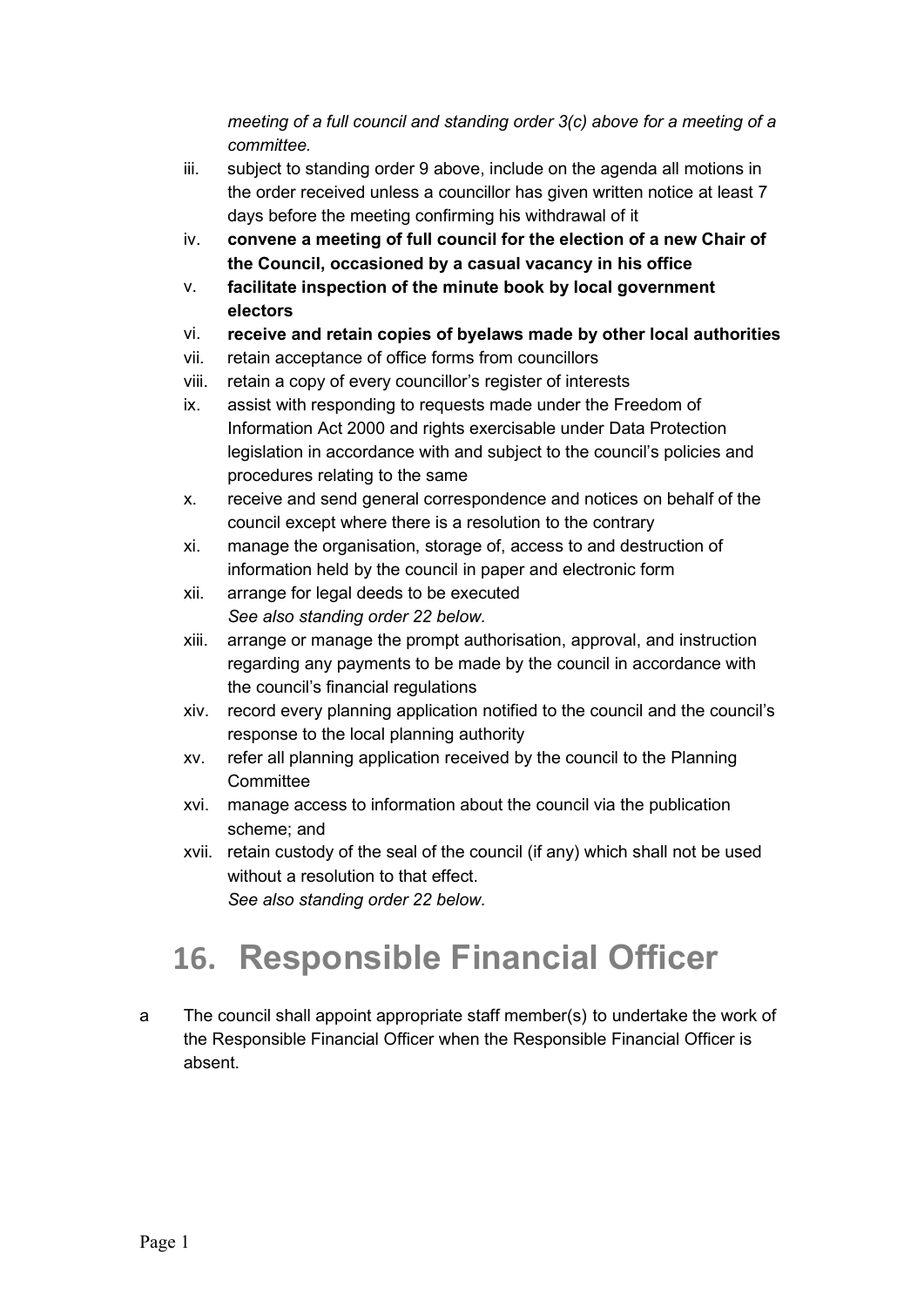*meeting of a full council and standing order 3(c) above for a meeting of a committee.*

iii. subject to standing order 9 above, include on the agenda all motions in the order received unless a councillor has given written notice at least 7 days before the meeting confirming his withdrawal of it
iv. **convene a meeting of full council for the election of a new Chair of the Council, occasioned by a casual vacancy in his office**
v. **facilitate inspection of the minute book by local government electors**
vi. **receive and retain copies of byelaws made by other local authorities**
vii. retain acceptance of office forms from councillors
viii. retain a copy of every councillor's register of interests
ix. assist with responding to requests made under the Freedom of Information Act 2000 and rights exercisable under Data Protection legislation in accordance with and subject to the council's policies and procedures relating to the same
x. receive and send general correspondence and notices on behalf of the council except where there is a resolution to the contrary
xi. manage the organisation, storage of, access to and destruction of information held by the council in paper and electronic form
xii. arrange for legal deeds to be executed
*See also standing order 22 below.*
xiii. arrange or manage the prompt authorisation, approval, and instruction regarding any payments to be made by the council in accordance with the council's financial regulations
xiv. record every planning application notified to the council and the council's response to the local planning authority
xv. refer all planning application received by the council to the Planning Committee
xvi. manage access to information about the council via the publication scheme; and
xvii. retain custody of the seal of the council (if any) which shall not be used without a resolution to that effect.
*See also standing order 22 below.*

# 16. Responsible Financial Officer

a The council shall appoint appropriate staff member(s) to undertake the work of the Responsible Financial Officer when the Responsible Financial Officer is absent.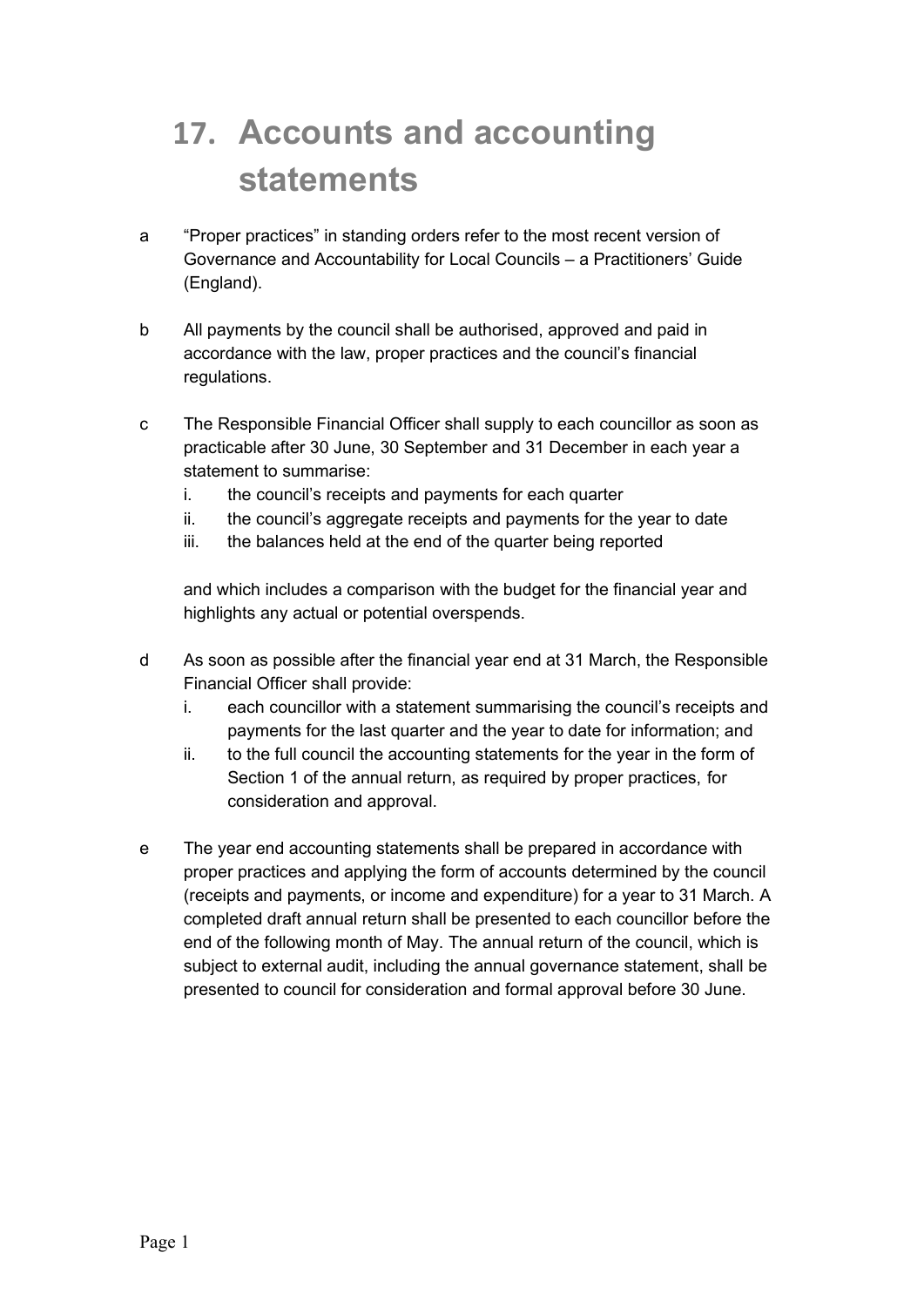# 17. Accounts and accounting statements

a "Proper practices" in standing orders refer to the most recent version of Governance and Accountability for Local Councils – a Practitioners' Guide (England).

b All payments by the council shall be authorised, approved and paid in accordance with the law, proper practices and the council's financial regulations.

c The Responsible Financial Officer shall supply to each councillor as soon as practicable after 30 June, 30 September and 31 December in each year a statement to summarise:

   i. the council's receipts and payments for each quarter
   ii. the council's aggregate receipts and payments for the year to date
   iii. the balances held at the end of the quarter being reported

   and which includes a comparison with the budget for the financial year and highlights any actual or potential overspends.

d As soon as possible after the financial year end at 31 March, the Responsible Financial Officer shall provide:

   i. each councillor with a statement summarising the council's receipts and payments for the last quarter and the year to date for information; and
   ii. to the full council the accounting statements for the year in the form of Section 1 of the annual return, as required by proper practices, for consideration and approval.

e The year end accounting statements shall be prepared in accordance with proper practices and applying the form of accounts determined by the council (receipts and payments, or income and expenditure) for a year to 31 March. A completed draft annual return shall be presented to each councillor before the end of the following month of May. The annual return of the council, which is subject to external audit, including the annual governance statement, shall be presented to council for consideration and formal approval before 30 June.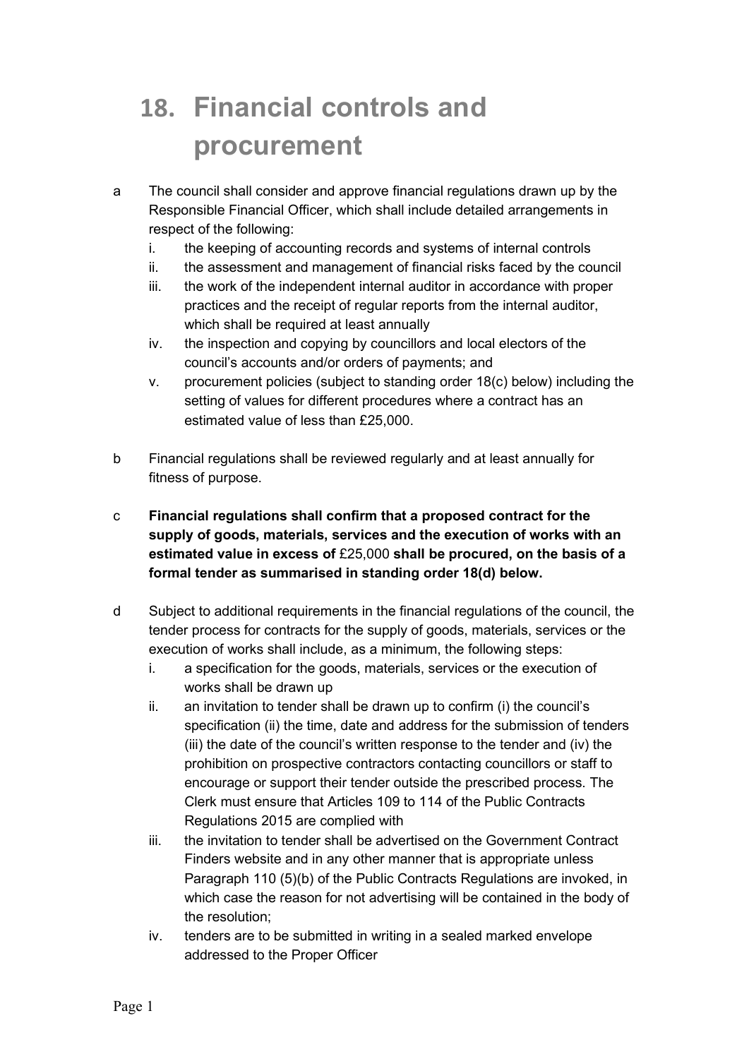# 18. Financial controls and procurement

a The council shall consider and approve financial regulations drawn up by the Responsible Financial Officer, which shall include detailed arrangements in respect of the following:

i. the keeping of accounting records and systems of internal controls

ii. the assessment and management of financial risks faced by the council

iii. the work of the independent internal auditor in accordance with proper practices and the receipt of regular reports from the internal auditor, which shall be required at least annually

iv. the inspection and copying by councillors and local electors of the council's accounts and/or orders of payments; and

v. procurement policies (subject to standing order 18(c) below) including the setting of values for different procedures where a contract has an estimated value of less than £25,000.

b Financial regulations shall be reviewed regularly and at least annually for fitness of purpose.

c **Financial regulations shall confirm that a proposed contract for the supply of goods, materials, services and the execution of works with an estimated value in excess of** £25,000 **shall be procured, on the basis of a formal tender as summarised in standing order 18(d) below.**

d Subject to additional requirements in the financial regulations of the council, the tender process for contracts for the supply of goods, materials, services or the execution of works shall include, as a minimum, the following steps:

i. a specification for the goods, materials, services or the execution of works shall be drawn up

ii. an invitation to tender shall be drawn up to confirm (i) the council's specification (ii) the time, date and address for the submission of tenders (iii) the date of the council's written response to the tender and (iv) the prohibition on prospective contractors contacting councillors or staff to encourage or support their tender outside the prescribed process. The Clerk must ensure that Articles 109 to 114 of the Public Contracts Regulations 2015 are complied with

iii. the invitation to tender shall be advertised on the Government Contract Finders website and in any other manner that is appropriate unless Paragraph 110 (5)(b) of the Public Contracts Regulations are invoked, in which case the reason for not advertising will be contained in the body of the resolution;

iv. tenders are to be submitted in writing in a sealed marked envelope addressed to the Proper Officer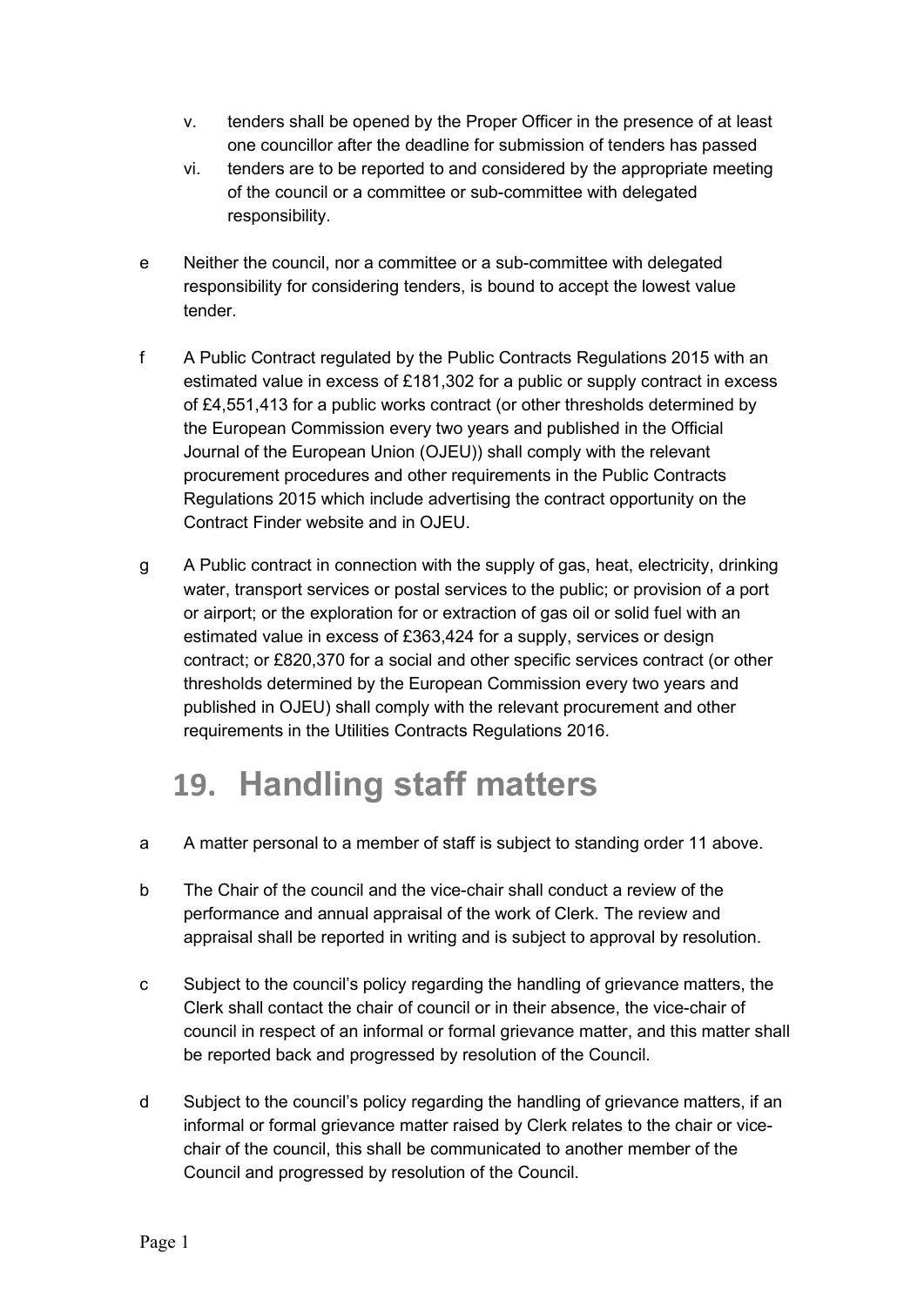v. tenders shall be opened by the Proper Officer in the presence of at least one councillor after the deadline for submission of tenders has passed

vi. tenders are to be reported to and considered by the appropriate meeting of the council or a committee or sub-committee with delegated responsibility.

e Neither the council, nor a committee or a sub-committee with delegated responsibility for considering tenders, is bound to accept the lowest value tender.

f A Public Contract regulated by the Public Contracts Regulations 2015 with an estimated value in excess of £181,302 for a public or supply contract in excess of £4,551,413 for a public works contract (or other thresholds determined by the European Commission every two years and published in the Official Journal of the European Union (OJEU)) shall comply with the relevant procurement procedures and other requirements in the Public Contracts Regulations 2015 which include advertising the contract opportunity on the Contract Finder website and in OJEU.

g A Public contract in connection with the supply of gas, heat, electricity, drinking water, transport services or postal services to the public; or provision of a port or airport; or the exploration for or extraction of gas oil or solid fuel with an estimated value in excess of £363,424 for a supply, services or design contract; or £820,370 for a social and other specific services contract (or other thresholds determined by the European Commission every two years and published in OJEU) shall comply with the relevant procurement and other requirements in the Utilities Contracts Regulations 2016.

# 19. Handling staff matters

a A matter personal to a member of staff is subject to standing order 11 above.

b The Chair of the council and the vice-chair shall conduct a review of the performance and annual appraisal of the work of Clerk. The review and appraisal shall be reported in writing and is subject to approval by resolution.

c Subject to the council's policy regarding the handling of grievance matters, the Clerk shall contact the chair of council or in their absence, the vice-chair of council in respect of an informal or formal grievance matter, and this matter shall be reported back and progressed by resolution of the Council.

d Subject to the council's policy regarding the handling of grievance matters, if an informal or formal grievance matter raised by Clerk relates to the chair or vice-chair of the council, this shall be communicated to another member of the Council and progressed by resolution of the Council.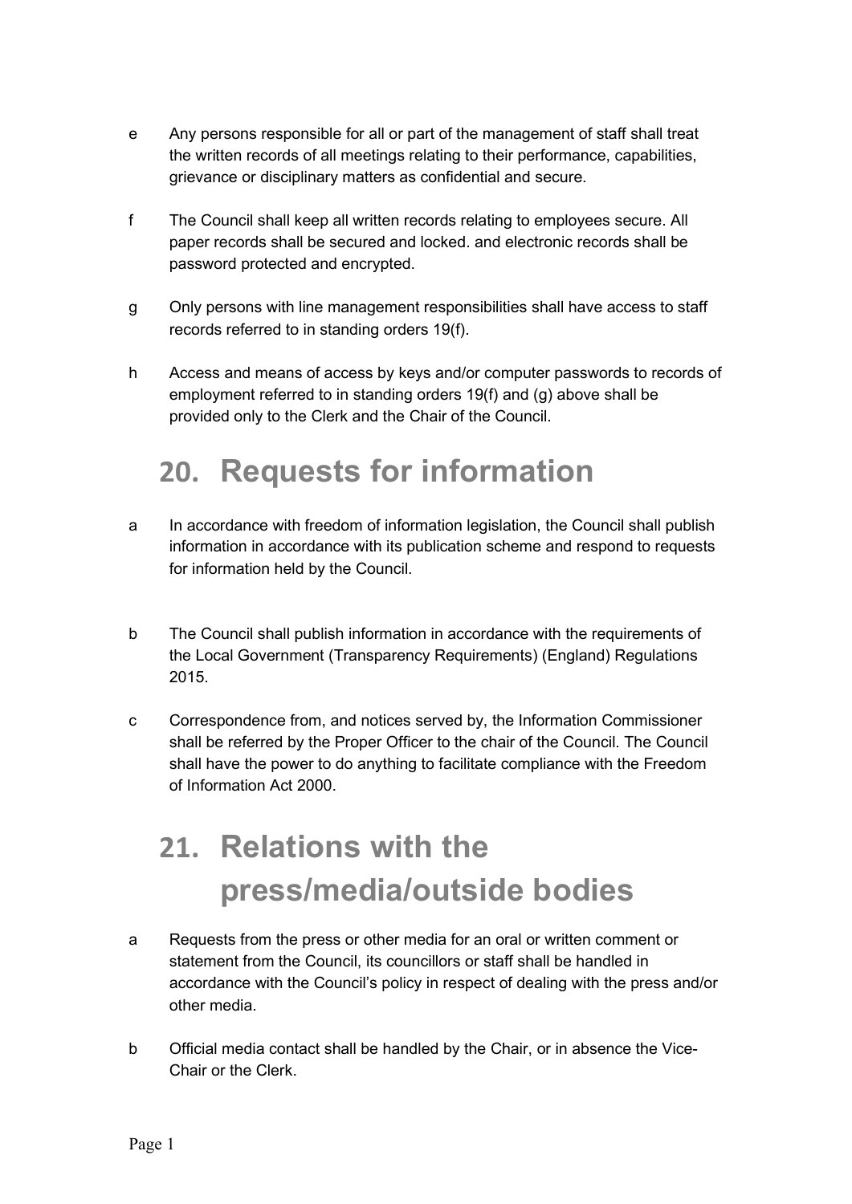e Any persons responsible for all or part of the management of staff shall treat the written records of all meetings relating to their performance, capabilities, grievance or disciplinary matters as confidential and secure.

f The Council shall keep all written records relating to employees secure. All paper records shall be secured and locked. and electronic records shall be password protected and encrypted.

g Only persons with line management responsibilities shall have access to staff records referred to in standing orders 19(f).

h Access and means of access by keys and/or computer passwords to records of employment referred to in standing orders 19(f) and (g) above shall be provided only to the Clerk and the Chair of the Council.

# 20. Requests for information

a In accordance with freedom of information legislation, the Council shall publish information in accordance with its publication scheme and respond to requests for information held by the Council.

b The Council shall publish information in accordance with the requirements of the Local Government (Transparency Requirements) (England) Regulations 2015.

c Correspondence from, and notices served by, the Information Commissioner shall be referred by the Proper Officer to the chair of the Council. The Council shall have the power to do anything to facilitate compliance with the Freedom of Information Act 2000.

# 21. Relations with the press/media/outside bodies

a Requests from the press or other media for an oral or written comment or statement from the Council, its councillors or staff shall be handled in accordance with the Council's policy in respect of dealing with the press and/or other media.

b Official media contact shall be handled by the Chair, or in absence the Vice-Chair or the Clerk.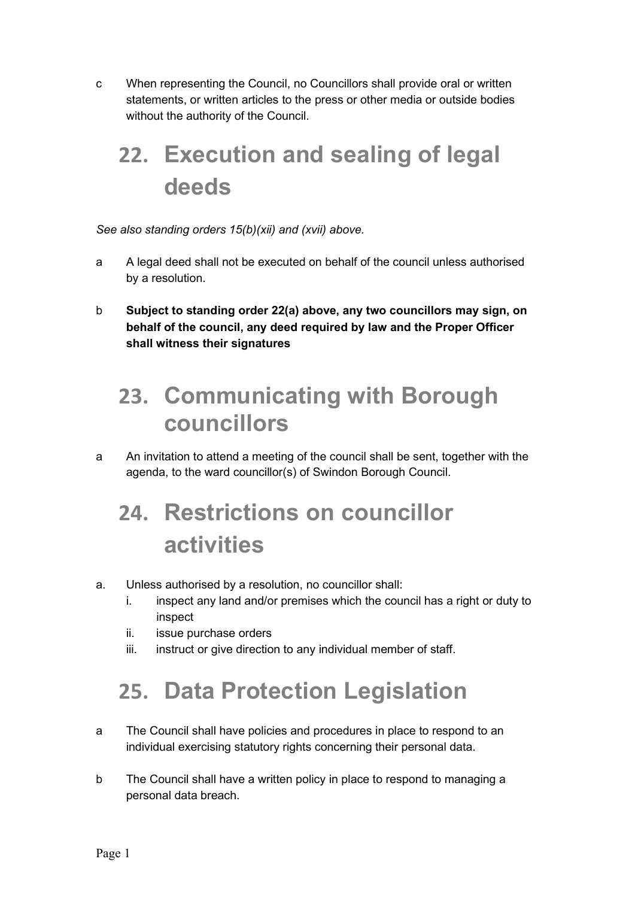c When representing the Council, no Councillors shall provide oral or written statements, or written articles to the press or other media or outside bodies without the authority of the Council.

## 22. Execution and sealing of legal deeds

*See also standing orders 15(b)(xii) and (xvii) above.*

a A legal deed shall not be executed on behalf of the council unless authorised by a resolution.

b **Subject to standing order 22(a) above, any two councillors may sign, on behalf of the council, any deed required by law and the Proper Officer shall witness their signatures**

## 23. Communicating with Borough councillors

a An invitation to attend a meeting of the council shall be sent, together with the agenda, to the ward councillor(s) of Swindon Borough Council.

## 24. Restrictions on councillor activities

a. Unless authorised by a resolution, no councillor shall:
   i. inspect any land and/or premises which the council has a right or duty to inspect
   ii. issue purchase orders
   iii. instruct or give direction to any individual member of staff.

## 25. Data Protection Legislation

a The Council shall have policies and procedures in place to respond to an individual exercising statutory rights concerning their personal data.

b The Council shall have a written policy in place to respond to managing a personal data breach.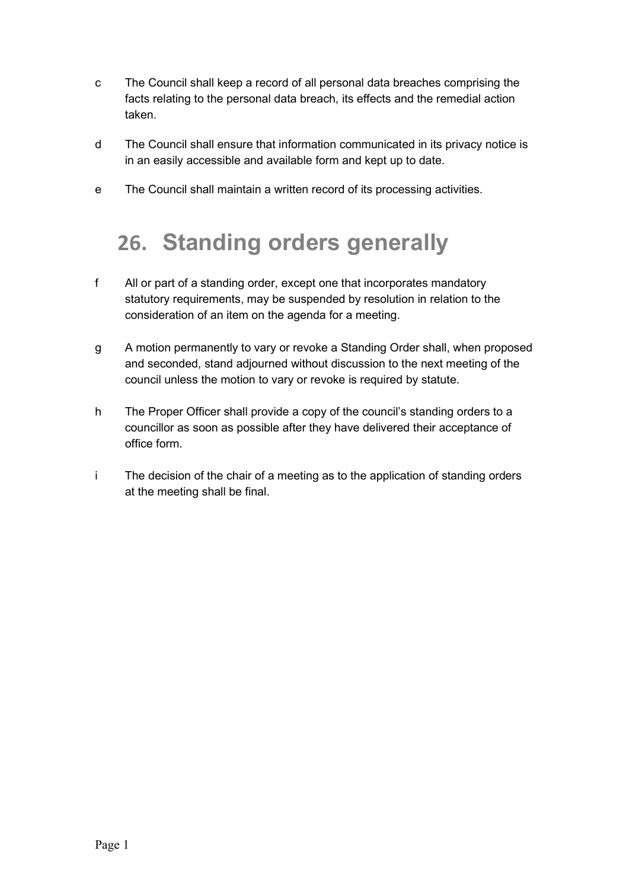c The Council shall keep a record of all personal data breaches comprising the facts relating to the personal data breach, its effects and the remedial action taken.

d The Council shall ensure that information communicated in its privacy notice is in an easily accessible and available form and kept up to date.

e The Council shall maintain a written record of its processing activities.

# 26. Standing orders generally

f All or part of a standing order, except one that incorporates mandatory statutory requirements, may be suspended by resolution in relation to the consideration of an item on the agenda for a meeting.

g A motion permanently to vary or revoke a Standing Order shall, when proposed and seconded, stand adjourned without discussion to the next meeting of the council unless the motion to vary or revoke is required by statute.

h The Proper Officer shall provide a copy of the council's standing orders to a councillor as soon as possible after they have delivered their acceptance of office form.

i The decision of the chair of a meeting as to the application of standing orders at the meeting shall be final.